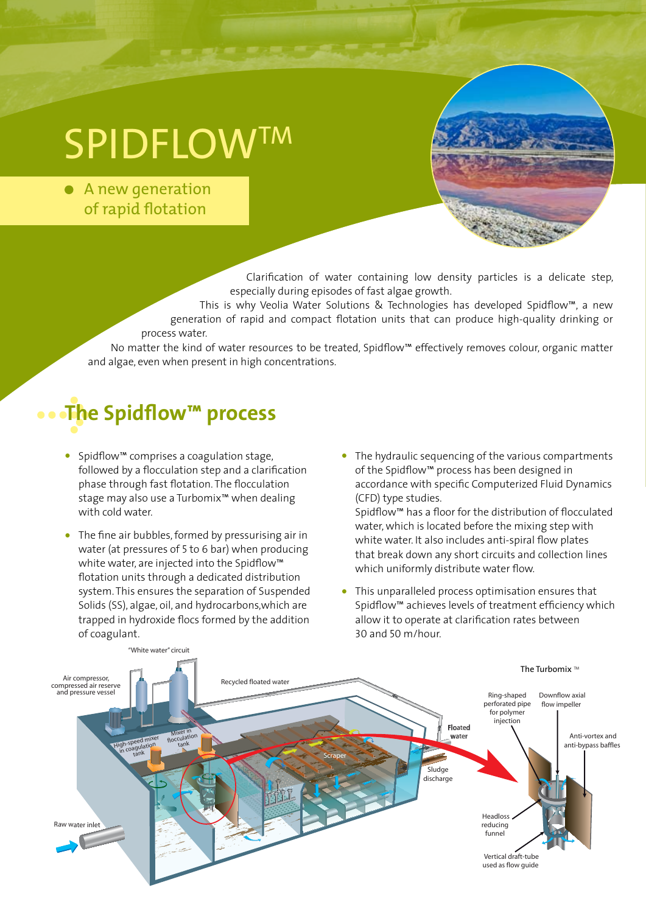# SPIDFLOW™

- A new generation of rapid flotation

Clarification of water containing low density particles is a delicate step, especially during episodes of fast algae growth.

This is why Veolia Water Solutions & Technologies has developed Spidflow™, a new generation of rapid and compact flotation units that can produce high-quality drinking or process water.

No matter the kind of water resources to be treated, Spidflow™ effectively removes colour, organic matter and algae, even when present in high concentrations.

## The Spidflow™ process

- Spidflow™ comprises a coagulation stage, followed by a flocculation step and a clarification phase through fast flotation. The flocculation stage may also use a Turbomix™ when dealing with cold water.
- The fine air bubbles, formed by pressurising air in water (at pressures of 5 to 6 bar) when producing white water, are injected into the Spidflow™ flotation units through a dedicated distribution system. This ensures the separation of Suspended Solids (SS), algae, oil, and hydrocarbons,which are trapped in hydroxide flocs formed by the addition of coagulant.
- The hydraulic sequencing of the various compartments of the Spidflow™ process has been designed in accordance with specific Computerized Fluid Dynamics (CFD) type studies.
  Spidflow™ has a floor for the distribution of flocculated water, which is located before the mixing step with white water. It also includes anti-spiral flow plates that break down any short circuits and collection lines which uniformly distribute water flow.
- This unparalleled process optimisation ensures that Spidflow™ achieves levels of treatment efficiency which allow it to operate at clarification rates between 30 and 50 m/hour.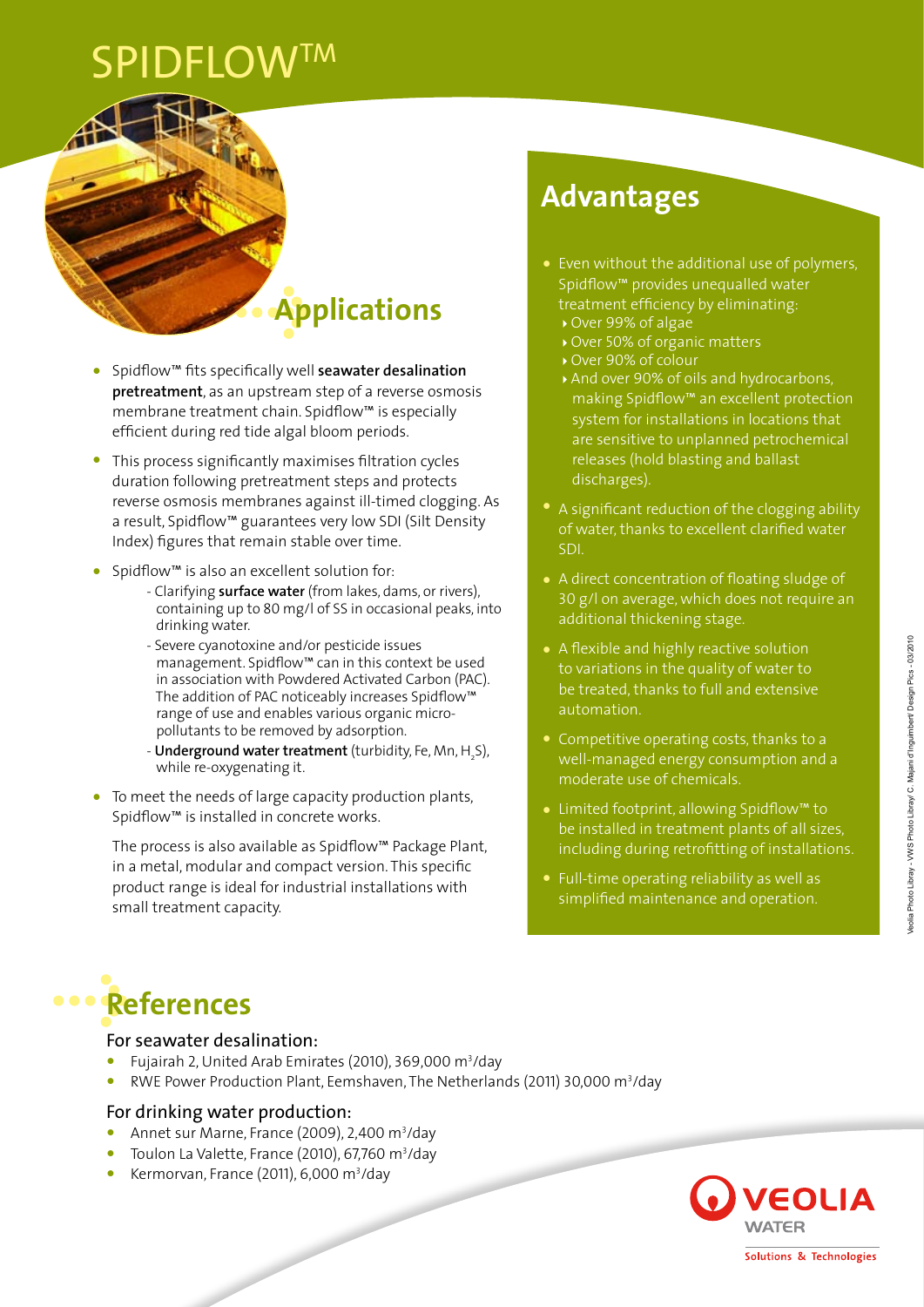# SPIDFLOW™

## Applications

- Spidflow™ fits specifically well **seawater desalination pretreatment**, as an upstream step of a reverse osmosis membrane treatment chain. Spidflow™ is especially efficient during red tide algal bloom periods.
- This process significantly maximises filtration cycles duration following pretreatment steps and protects reverse osmosis membranes against ill-timed clogging. As a result, Spidflow™ guarantees very low SDI (Silt Density Index) figures that remain stable over time.
- Spidflow™ is also an excellent solution for:
  - Clarifying **surface water** (from lakes, dams, or rivers), containing up to 80 mg/l of SS in occasional peaks, into drinking water.
  - Severe cyanotoxine and/or pesticide issues management. Spidflow™ can in this context be used in association with Powdered Activated Carbon (PAC). The addition of PAC noticeably increases Spidflow™ range of use and enables various organic micro-pollutants to be removed by adsorption.
  - **Underground water treatment** (turbidity, Fe, Mn, $H_2S$), while re-oxygenating it.
- To meet the needs of large capacity production plants, Spidflow™ is installed in concrete works.

  The process is also available as Spidflow™ Package Plant, in a metal, modular and compact version. This specific product range is ideal for industrial installations with small treatment capacity.

## Advantages

- Even without the additional use of polymers, Spidflow™ provides unequalled water treatment efficiency by eliminating:
  - Over 99% of algae
  - Over 50% of organic matters
  - Over 90% of colour
  - And over 90% of oils and hydrocarbons, making Spidflow™ an excellent protection system for installations in locations that are sensitive to unplanned petrochemical releases (hold blasting and ballast discharges).
- A significant reduction of the clogging ability of water, thanks to excellent clarified water SDI.
- A direct concentration of floating sludge of 30 g/l on average, which does not require an additional thickening stage.
- A flexible and highly reactive solution to variations in the quality of water to be treated, thanks to full and extensive automation.
- Competitive operating costs, thanks to a well-managed energy consumption and a moderate use of chemicals.
- Limited footprint, allowing Spidflow™ to be installed in treatment plants of all sizes, including during retrofitting of installations.
- Full-time operating reliability as well as simplified maintenance and operation.

## References

### For seawater desalination:

- Fujairah 2, United Arab Emirates (2010), 369,000 $m^3$/day
- RWE Power Production Plant, Eemshaven, The Netherlands (2011) 30,000 $m^3$/day

### For drinking water production:

- Annet sur Marne, France (2009), 2,400 $m^3$/day
- Toulon La Valette, France (2010), 67,760 $m^3$/day
- Kermorvan, France (2011), 6,000 $m^3$/day

VEOLIA WATER
Solutions & Technologies

Veolia Photo Library - VWS Photo Library/ C. Majani d'Inguimbert/ Design Pics - 03/2010